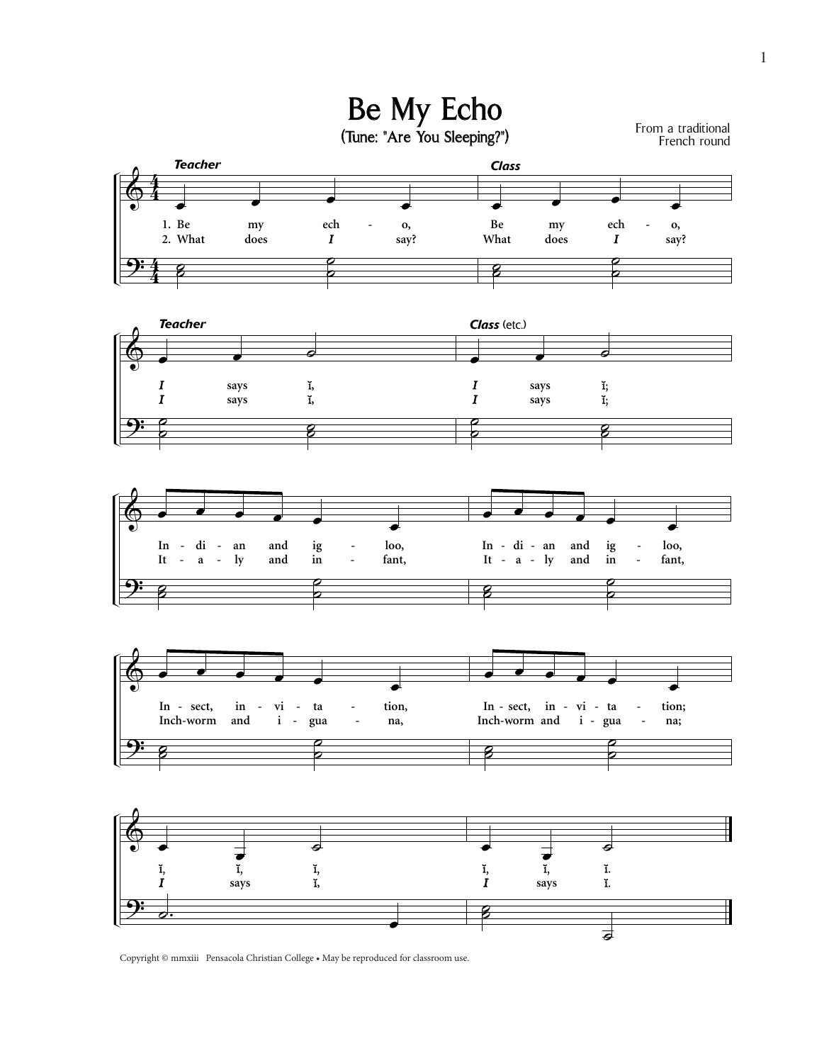# Be My Echo

(Tune: "Are You Sleeping?")

From a traditional
French round

*Teacher* / *Class*

1. Be my ech - o, Be my ech - o,
2. What does *I* say? What does *I* say?

*Teacher* / *Class* (etc.)

*I* says ĭ, *I* says ĭ;
*I* says ĭ, *I* says ĭ;

In - di - an and ig - loo, In - di - an and ig - loo,
It - a - ly and in - fant, It - a - ly and in - fant,

In - sect, in - vi - ta - tion, In - sect, in - vi - ta - tion;
Inch-worm and i - gua - na, Inch-worm and i - gua - na;

ĭ, ĭ, ĭ, ĭ, ĭ, ĭ.
*I* says ĭ, *I* says ĭ.

Copyright © mmxiii Pensacola Christian College • May be reproduced for classroom use.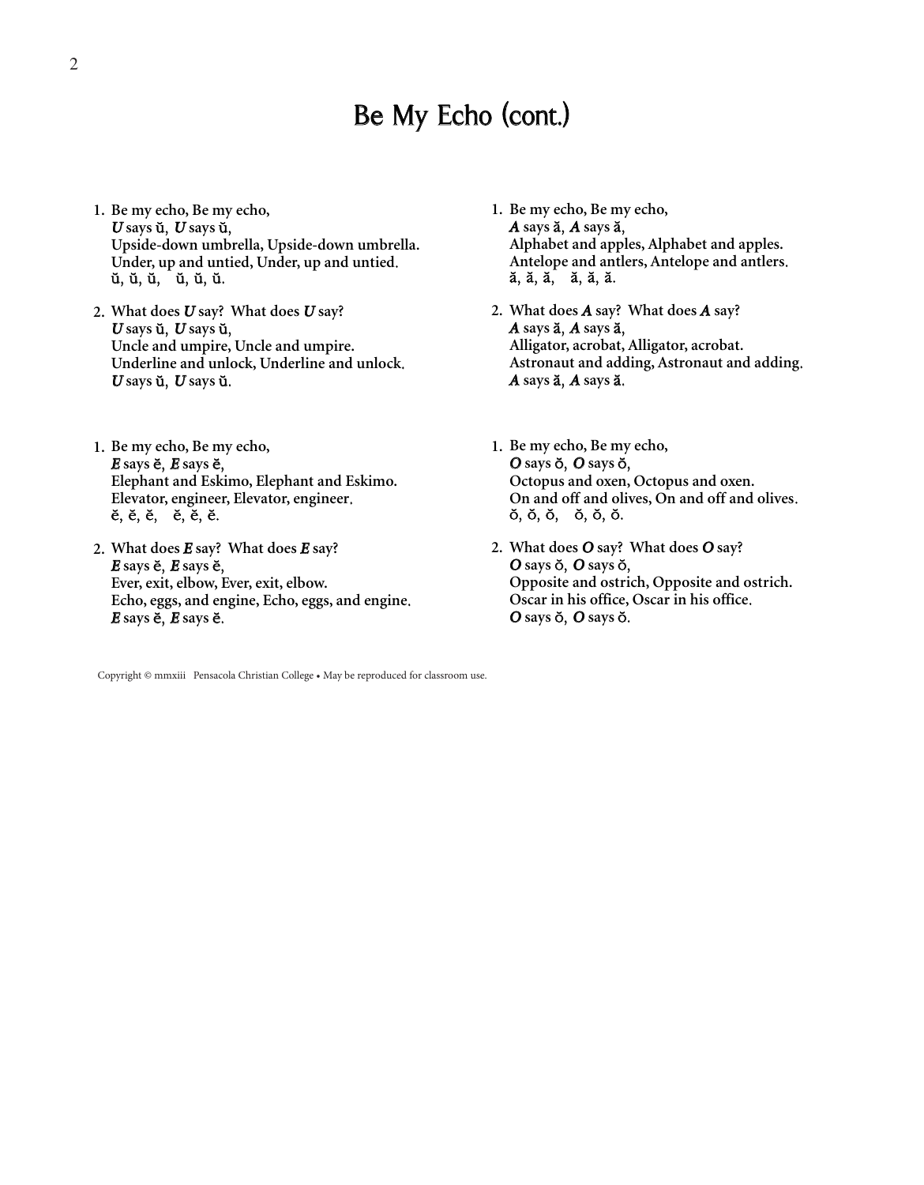# Be My Echo (cont.)

1. Be my echo, Be my echo,
   ***U*** says ŭ, ***U*** says ŭ,
   Upside-down umbrella, Upside-down umbrella.
   Under, up and untied, Under, up and untied.
   ŭ, ŭ, ŭ, ŭ, ŭ, ŭ.

2. What does ***U*** say? What does ***U*** say?
   ***U*** says ŭ, ***U*** says ŭ,
   Uncle and umpire, Uncle and umpire.
   Underline and unlock, Underline and unlock.
   ***U*** says ŭ, ***U*** says ŭ.

1. Be my echo, Be my echo,
   ***E*** says ĕ, ***E*** says ĕ,
   Elephant and Eskimo, Elephant and Eskimo.
   Elevator, engineer, Elevator, engineer.
   ĕ, ĕ, ĕ, ĕ, ĕ, ĕ.

2. What does ***E*** say? What does ***E*** say?
   ***E*** says ĕ, ***E*** says ĕ,
   Ever, exit, elbow, Ever, exit, elbow.
   Echo, eggs, and engine, Echo, eggs, and engine.
   ***E*** says ĕ, ***E*** says ĕ.

1. Be my echo, Be my echo,
   ***A*** says ă, ***A*** says ă,
   Alphabet and apples, Alphabet and apples.
   Antelope and antlers, Antelope and antlers.
   ă, ă, ă, ă, ă, ă.

2. What does ***A*** say? What does ***A*** say?
   ***A*** says ă, ***A*** says ă,
   Alligator, acrobat, Alligator, acrobat.
   Astronaut and adding, Astronaut and adding.
   ***A*** says ă, ***A*** says ă.

1. Be my echo, Be my echo,
   ***O*** says ŏ, ***O*** says ŏ,
   Octopus and oxen, Octopus and oxen.
   On and off and olives, On and off and olives.
   ŏ, ŏ, ŏ, ŏ, ŏ, ŏ.

2. What does ***O*** say? What does ***O*** say?
   ***O*** says ŏ, ***O*** says ŏ,
   Opposite and ostrich, Opposite and ostrich.
   Oscar in his office, Oscar in his office.
   ***O*** says ŏ, ***O*** says ŏ.

Copyright © mmxiii Pensacola Christian College • May be reproduced for classroom use.